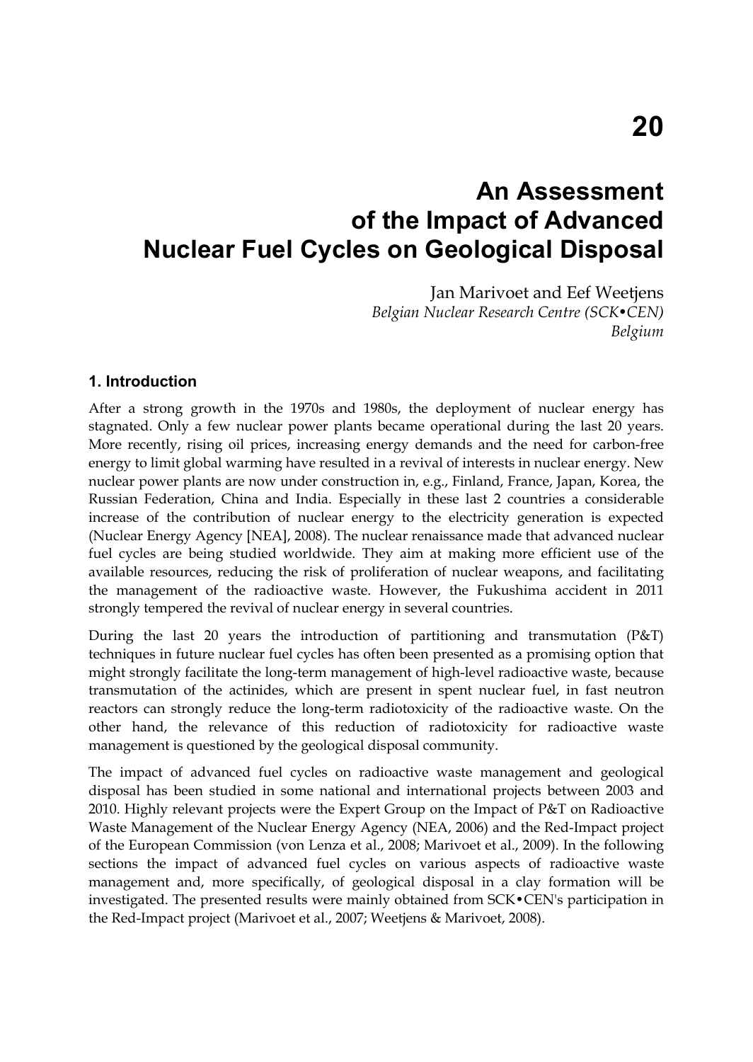# 20

# An Assessment of the Impact of Advanced Nuclear Fuel Cycles on Geological Disposal

Jan Marivoet and Eef Weetjens

*Belgian Nuclear Research Centre (SCK•CEN)*
*Belgium*

## 1. Introduction

After a strong growth in the 1970s and 1980s, the deployment of nuclear energy has stagnated. Only a few nuclear power plants became operational during the last 20 years. More recently, rising oil prices, increasing energy demands and the need for carbon-free energy to limit global warming have resulted in a revival of interests in nuclear energy. New nuclear power plants are now under construction in, e.g., Finland, France, Japan, Korea, the Russian Federation, China and India. Especially in these last 2 countries a considerable increase of the contribution of nuclear energy to the electricity generation is expected (Nuclear Energy Agency [NEA], 2008). The nuclear renaissance made that advanced nuclear fuel cycles are being studied worldwide. They aim at making more efficient use of the available resources, reducing the risk of proliferation of nuclear weapons, and facilitating the management of the radioactive waste. However, the Fukushima accident in 2011 strongly tempered the revival of nuclear energy in several countries.

During the last 20 years the introduction of partitioning and transmutation (P&T) techniques in future nuclear fuel cycles has often been presented as a promising option that might strongly facilitate the long-term management of high-level radioactive waste, because transmutation of the actinides, which are present in spent nuclear fuel, in fast neutron reactors can strongly reduce the long-term radiotoxicity of the radioactive waste. On the other hand, the relevance of this reduction of radiotoxicity for radioactive waste management is questioned by the geological disposal community.

The impact of advanced fuel cycles on radioactive waste management and geological disposal has been studied in some national and international projects between 2003 and 2010. Highly relevant projects were the Expert Group on the Impact of P&T on Radioactive Waste Management of the Nuclear Energy Agency (NEA, 2006) and the Red-Impact project of the European Commission (von Lenza et al., 2008; Marivoet et al., 2009). In the following sections the impact of advanced fuel cycles on various aspects of radioactive waste management and, more specifically, of geological disposal in a clay formation will be investigated. The presented results were mainly obtained from SCK•CEN's participation in the Red-Impact project (Marivoet et al., 2007; Weetjens & Marivoet, 2008).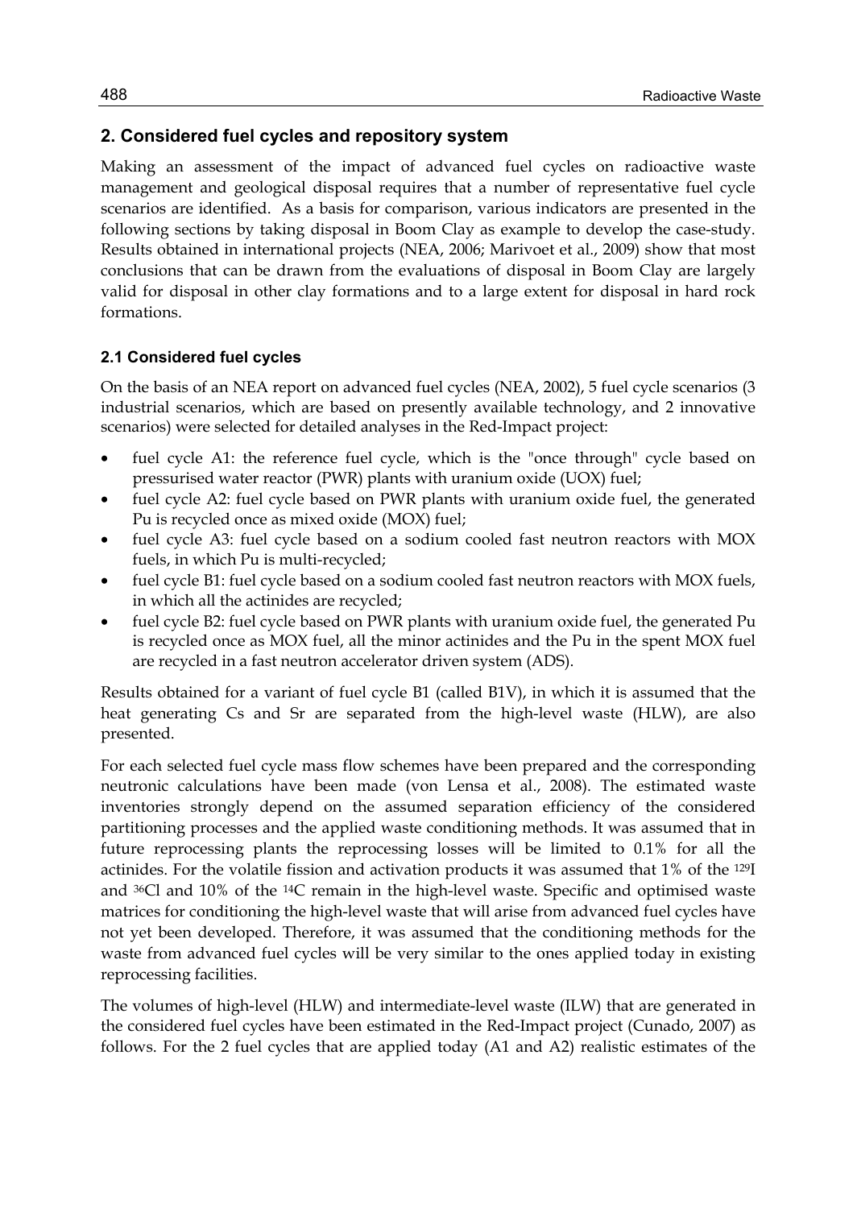## 2. Considered fuel cycles and repository system

Making an assessment of the impact of advanced fuel cycles on radioactive waste management and geological disposal requires that a number of representative fuel cycle scenarios are identified. As a basis for comparison, various indicators are presented in the following sections by taking disposal in Boom Clay as example to develop the case-study. Results obtained in international projects (NEA, 2006; Marivoet et al., 2009) show that most conclusions that can be drawn from the evaluations of disposal in Boom Clay are largely valid for disposal in other clay formations and to a large extent for disposal in hard rock formations.

### 2.1 Considered fuel cycles

On the basis of an NEA report on advanced fuel cycles (NEA, 2002), 5 fuel cycle scenarios (3 industrial scenarios, which are based on presently available technology, and 2 innovative scenarios) were selected for detailed analyses in the Red-Impact project:

- fuel cycle A1: the reference fuel cycle, which is the "once through" cycle based on pressurised water reactor (PWR) plants with uranium oxide (UOX) fuel;
- fuel cycle A2: fuel cycle based on PWR plants with uranium oxide fuel, the generated Pu is recycled once as mixed oxide (MOX) fuel;
- fuel cycle A3: fuel cycle based on a sodium cooled fast neutron reactors with MOX fuels, in which Pu is multi-recycled;
- fuel cycle B1: fuel cycle based on a sodium cooled fast neutron reactors with MOX fuels, in which all the actinides are recycled;
- fuel cycle B2: fuel cycle based on PWR plants with uranium oxide fuel, the generated Pu is recycled once as MOX fuel, all the minor actinides and the Pu in the spent MOX fuel are recycled in a fast neutron accelerator driven system (ADS).

Results obtained for a variant of fuel cycle B1 (called B1V), in which it is assumed that the heat generating Cs and Sr are separated from the high-level waste (HLW), are also presented.

For each selected fuel cycle mass flow schemes have been prepared and the corresponding neutronic calculations have been made (von Lensa et al., 2008). The estimated waste inventories strongly depend on the assumed separation efficiency of the considered partitioning processes and the applied waste conditioning methods. It was assumed that in future reprocessing plants the reprocessing losses will be limited to 0.1% for all the actinides. For the volatile fission and activation products it was assumed that 1% of the $^{129}I$ and $^{36}Cl$ and 10% of the $^{14}C$ remain in the high-level waste. Specific and optimised waste matrices for conditioning the high-level waste that will arise from advanced fuel cycles have not yet been developed. Therefore, it was assumed that the conditioning methods for the waste from advanced fuel cycles will be very similar to the ones applied today in existing reprocessing facilities.

The volumes of high-level (HLW) and intermediate-level waste (ILW) that are generated in the considered fuel cycles have been estimated in the Red-Impact project (Cunado, 2007) as follows. For the 2 fuel cycles that are applied today (A1 and A2) realistic estimates of the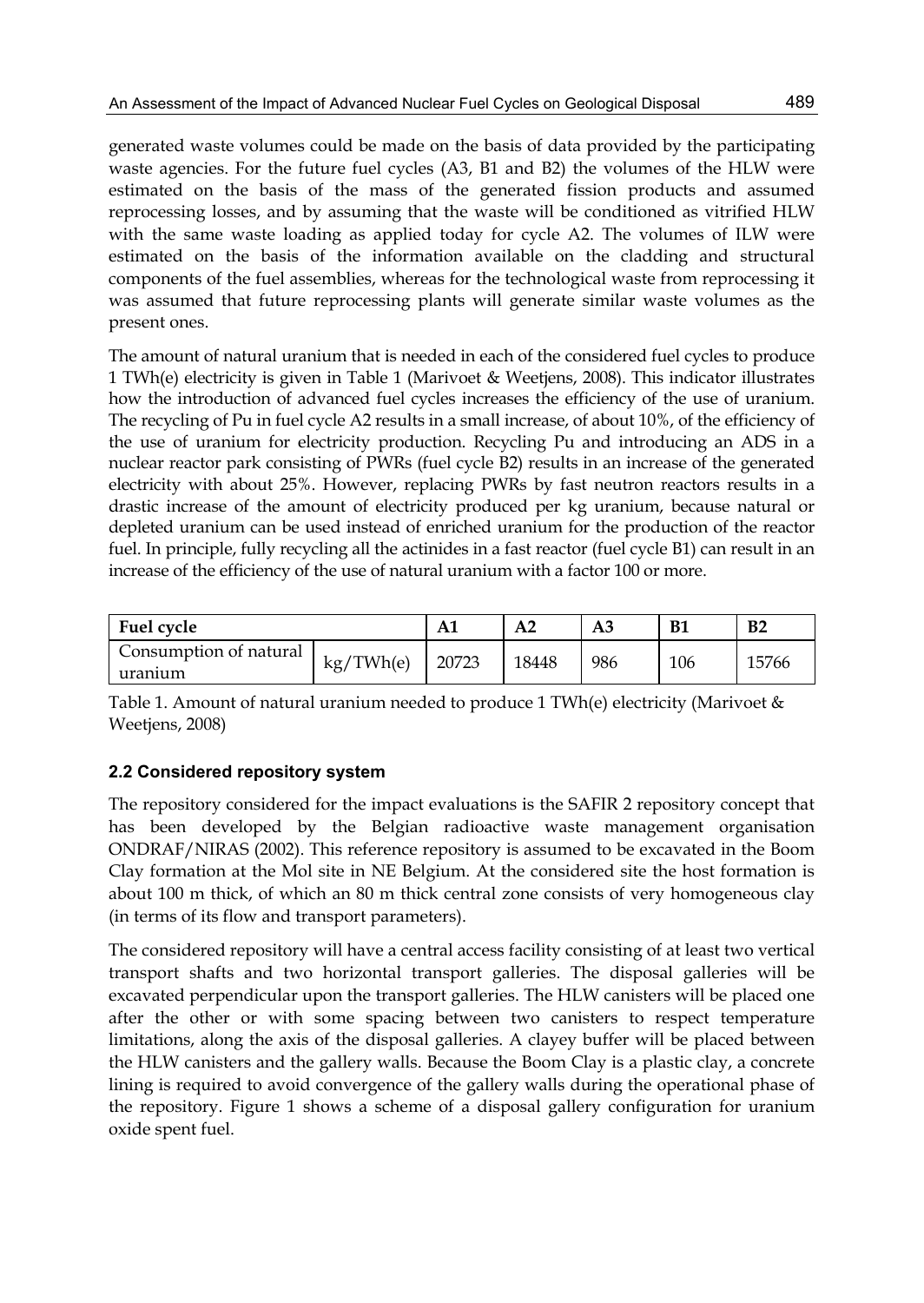generated waste volumes could be made on the basis of data provided by the participating waste agencies. For the future fuel cycles (A3, B1 and B2) the volumes of the HLW were estimated on the basis of the mass of the generated fission products and assumed reprocessing losses, and by assuming that the waste will be conditioned as vitrified HLW with the same waste loading as applied today for cycle A2. The volumes of ILW were estimated on the basis of the information available on the cladding and structural components of the fuel assemblies, whereas for the technological waste from reprocessing it was assumed that future reprocessing plants will generate similar waste volumes as the present ones.

The amount of natural uranium that is needed in each of the considered fuel cycles to produce 1 TWh(e) electricity is given in Table 1 (Marivoet & Weetjens, 2008). This indicator illustrates how the introduction of advanced fuel cycles increases the efficiency of the use of uranium. The recycling of Pu in fuel cycle A2 results in a small increase, of about 10%, of the efficiency of the use of uranium for electricity production. Recycling Pu and introducing an ADS in a nuclear reactor park consisting of PWRs (fuel cycle B2) results in an increase of the generated electricity with about 25%. However, replacing PWRs by fast neutron reactors results in a drastic increase of the amount of electricity produced per kg uranium, because natural or depleted uranium can be used instead of enriched uranium for the production of the reactor fuel. In principle, fully recycling all the actinides in a fast reactor (fuel cycle B1) can result in an increase of the efficiency of the use of natural uranium with a factor 100 or more.

| Fuel cycle | | A1 | A2 | A3 | B1 | B2 |
|---|---|---|---|---|---|---|
| Consumption of natural uranium | kg/TWh(e) | 20723 | 18448 | 986 | 106 | 15766 |

Table 1. Amount of natural uranium needed to produce 1 TWh(e) electricity (Marivoet & Weetjens, 2008)

### 2.2 Considered repository system

The repository considered for the impact evaluations is the SAFIR 2 repository concept that has been developed by the Belgian radioactive waste management organisation ONDRAF/NIRAS (2002). This reference repository is assumed to be excavated in the Boom Clay formation at the Mol site in NE Belgium. At the considered site the host formation is about 100 m thick, of which an 80 m thick central zone consists of very homogeneous clay (in terms of its flow and transport parameters).

The considered repository will have a central access facility consisting of at least two vertical transport shafts and two horizontal transport galleries. The disposal galleries will be excavated perpendicular upon the transport galleries. The HLW canisters will be placed one after the other or with some spacing between two canisters to respect temperature limitations, along the axis of the disposal galleries. A clayey buffer will be placed between the HLW canisters and the gallery walls. Because the Boom Clay is a plastic clay, a concrete lining is required to avoid convergence of the gallery walls during the operational phase of the repository. Figure 1 shows a scheme of a disposal gallery configuration for uranium oxide spent fuel.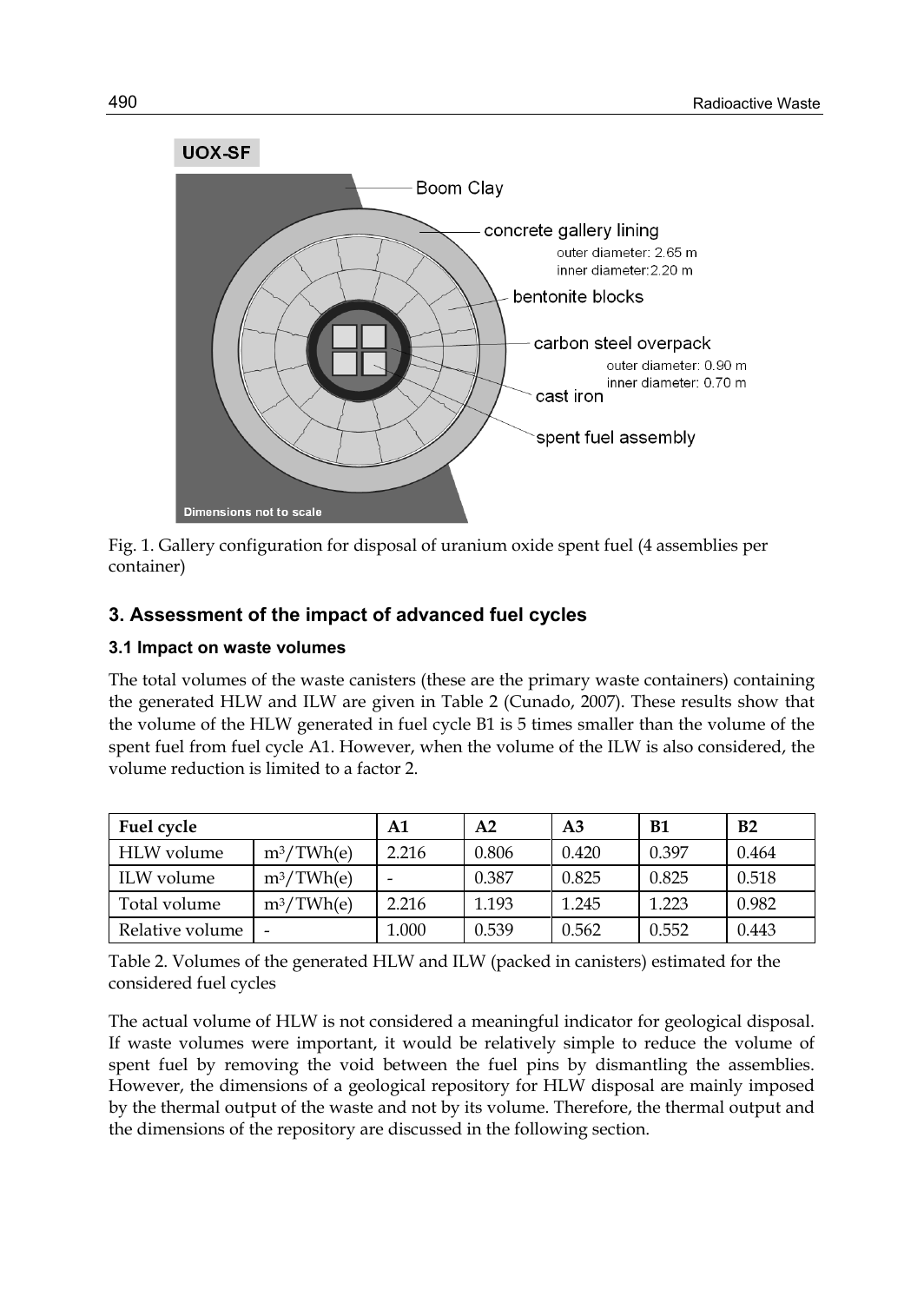Fig. 1. Gallery configuration for disposal of uranium oxide spent fuel (4 assemblies per container)

## 3. Assessment of the impact of advanced fuel cycles

### 3.1 Impact on waste volumes

The total volumes of the waste canisters (these are the primary waste containers) containing the generated HLW and ILW are given in Table 2 (Cunado, 2007). These results show that the volume of the HLW generated in fuel cycle B1 is 5 times smaller than the volume of the spent fuel from fuel cycle A1. However, when the volume of the ILW is also considered, the volume reduction is limited to a factor 2.

| Fuel cycle | | A1 | A2 | A3 | B1 | B2 |
|---|---|---|---|---|---|---|
| HLW volume | $m^3/TWh(e)$ | 2.216 | 0.806 | 0.420 | 0.397 | 0.464 |
| ILW volume | $m^3/TWh(e)$ | - | 0.387 | 0.825 | 0.825 | 0.518 |
| Total volume | $m^3/TWh(e)$ | 2.216 | 1.193 | 1.245 | 1.223 | 0.982 |
| Relative volume | - | 1.000 | 0.539 | 0.562 | 0.552 | 0.443 |

Table 2. Volumes of the generated HLW and ILW (packed in canisters) estimated for the considered fuel cycles

The actual volume of HLW is not considered a meaningful indicator for geological disposal. If waste volumes were important, it would be relatively simple to reduce the volume of spent fuel by removing the void between the fuel pins by dismantling the assemblies. However, the dimensions of a geological repository for HLW disposal are mainly imposed by the thermal output of the waste and not by its volume. Therefore, the thermal output and the dimensions of the repository are discussed in the following section.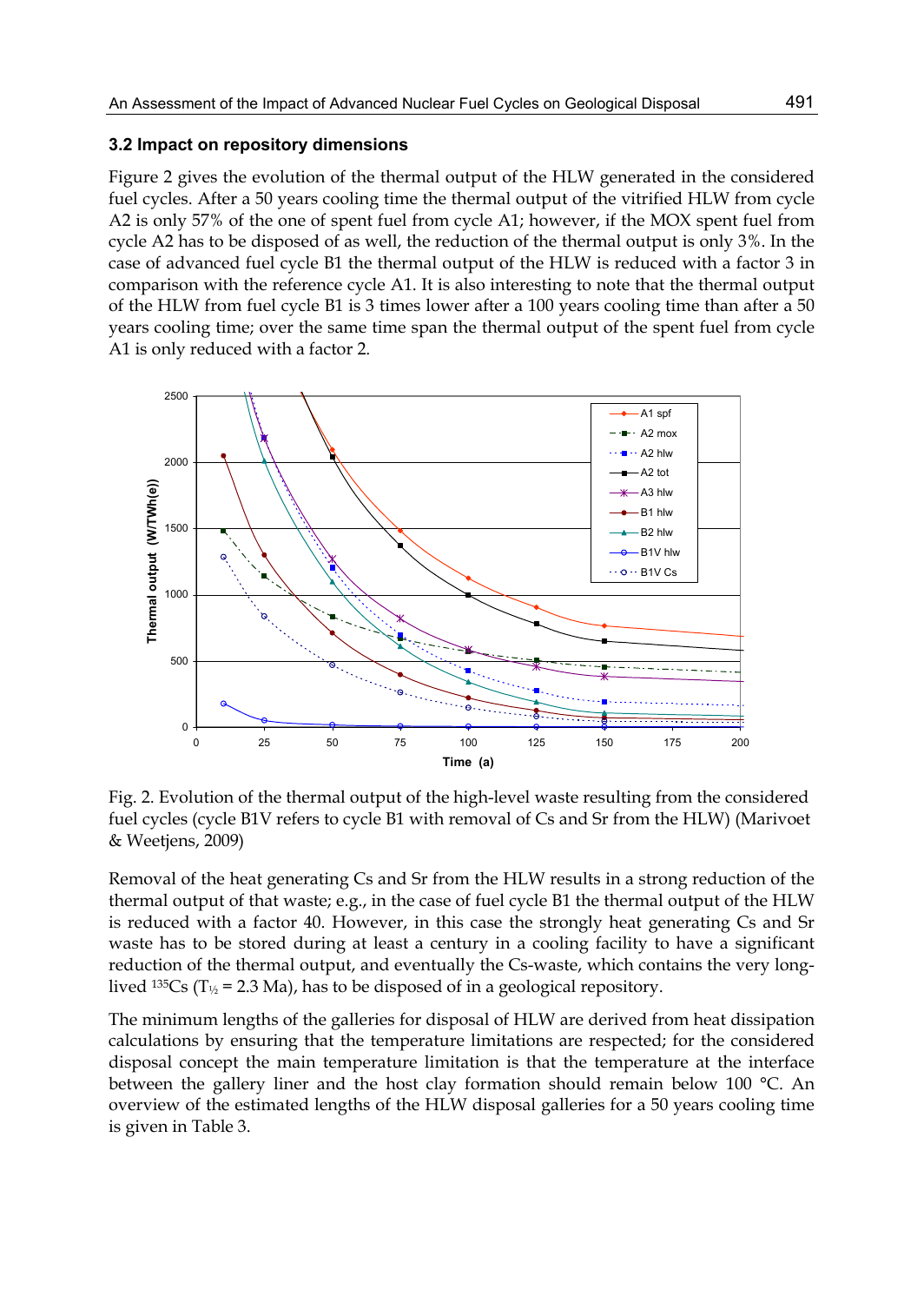### 3.2 Impact on repository dimensions

Figure 2 gives the evolution of the thermal output of the HLW generated in the considered fuel cycles. After a 50 years cooling time the thermal output of the vitrified HLW from cycle A2 is only 57% of the one of spent fuel from cycle A1; however, if the MOX spent fuel from cycle A2 has to be disposed of as well, the reduction of the thermal output is only 3%. In the case of advanced fuel cycle B1 the thermal output of the HLW is reduced with a factor 3 in comparison with the reference cycle A1. It is also interesting to note that the thermal output of the HLW from fuel cycle B1 is 3 times lower after a 100 years cooling time than after a 50 years cooling time; over the same time span the thermal output of the spent fuel from cycle A1 is only reduced with a factor 2.

Fig. 2. Evolution of the thermal output of the high-level waste resulting from the considered fuel cycles (cycle B1V refers to cycle B1 with removal of Cs and Sr from the HLW) (Marivoet & Weetjens, 2009)

Removal of the heat generating Cs and Sr from the HLW results in a strong reduction of the thermal output of that waste; e.g., in the case of fuel cycle B1 the thermal output of the HLW is reduced with a factor 40. However, in this case the strongly heat generating Cs and Sr waste has to be stored during at least a century in a cooling facility to have a significant reduction of the thermal output, and eventually the Cs-waste, which contains the very long-lived $^{135}Cs$ ($T_{1/2}$ = 2.3 Ma), has to be disposed of in a geological repository.

The minimum lengths of the galleries for disposal of HLW are derived from heat dissipation calculations by ensuring that the temperature limitations are respected; for the considered disposal concept the main temperature limitation is that the temperature at the interface between the gallery liner and the host clay formation should remain below 100 °C. An overview of the estimated lengths of the HLW disposal galleries for a 50 years cooling time is given in Table 3.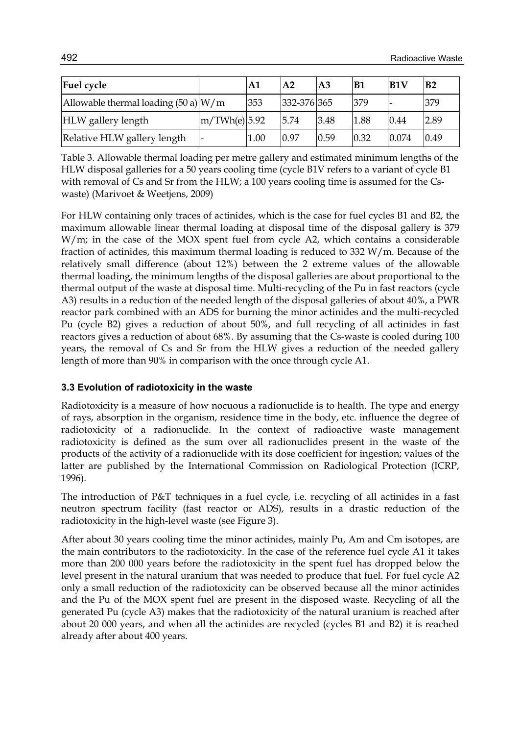| Fuel cycle | | A1 | A2 | A3 | B1 | B1V | B2 |
|---|---|---|---|---|---|---|---|
| Allowable thermal loading (50 a) | W/m | 353 | 332-376 | 365 | 379 | - | 379 |
| HLW gallery length | m/TWh(e) | 5.92 | 5.74 | 3.48 | 1.88 | 0.44 | 2.89 |
| Relative HLW gallery length | - | 1.00 | 0.97 | 0.59 | 0.32 | 0.074 | 0.49 |

Table 3. Allowable thermal loading per metre gallery and estimated minimum lengths of the HLW disposal galleries for a 50 years cooling time (cycle B1V refers to a variant of cycle B1 with removal of Cs and Sr from the HLW; a 100 years cooling time is assumed for the Cs-waste) (Marivoet & Weetjens, 2009)

For HLW containing only traces of actinides, which is the case for fuel cycles B1 and B2, the maximum allowable linear thermal loading at disposal time of the disposal gallery is 379 W/m; in the case of the MOX spent fuel from cycle A2, which contains a considerable fraction of actinides, this maximum thermal loading is reduced to 332 W/m. Because of the relatively small difference (about 12%) between the 2 extreme values of the allowable thermal loading, the minimum lengths of the disposal galleries are about proportional to the thermal output of the waste at disposal time. Multi-recycling of the Pu in fast reactors (cycle A3) results in a reduction of the needed length of the disposal galleries of about 40%, a PWR reactor park combined with an ADS for burning the minor actinides and the multi-recycled Pu (cycle B2) gives a reduction of about 50%, and full recycling of all actinides in fast reactors gives a reduction of about 68%. By assuming that the Cs-waste is cooled during 100 years, the removal of Cs and Sr from the HLW gives a reduction of the needed gallery length of more than 90% in comparison with the once through cycle A1.

### 3.3 Evolution of radiotoxicity in the waste

Radiotoxicity is a measure of how nocuous a radionuclide is to health. The type and energy of rays, absorption in the organism, residence time in the body, etc. influence the degree of radiotoxicity of a radionuclide. In the context of radioactive waste management radiotoxicity is defined as the sum over all radionuclides present in the waste of the products of the activity of a radionuclide with its dose coefficient for ingestion; values of the latter are published by the International Commission on Radiological Protection (ICRP, 1996).

The introduction of P&T techniques in a fuel cycle, i.e. recycling of all actinides in a fast neutron spectrum facility (fast reactor or ADS), results in a drastic reduction of the radiotoxicity in the high-level waste (see Figure 3).

After about 30 years cooling time the minor actinides, mainly Pu, Am and Cm isotopes, are the main contributors to the radiotoxicity. In the case of the reference fuel cycle A1 it takes more than 200 000 years before the radiotoxicity in the spent fuel has dropped below the level present in the natural uranium that was needed to produce that fuel. For fuel cycle A2 only a small reduction of the radiotoxicity can be observed because all the minor actinides and the Pu of the MOX spent fuel are present in the disposed waste. Recycling of all the generated Pu (cycle A3) makes that the radiotoxicity of the natural uranium is reached after about 20 000 years, and when all the actinides are recycled (cycles B1 and B2) it is reached already after about 400 years.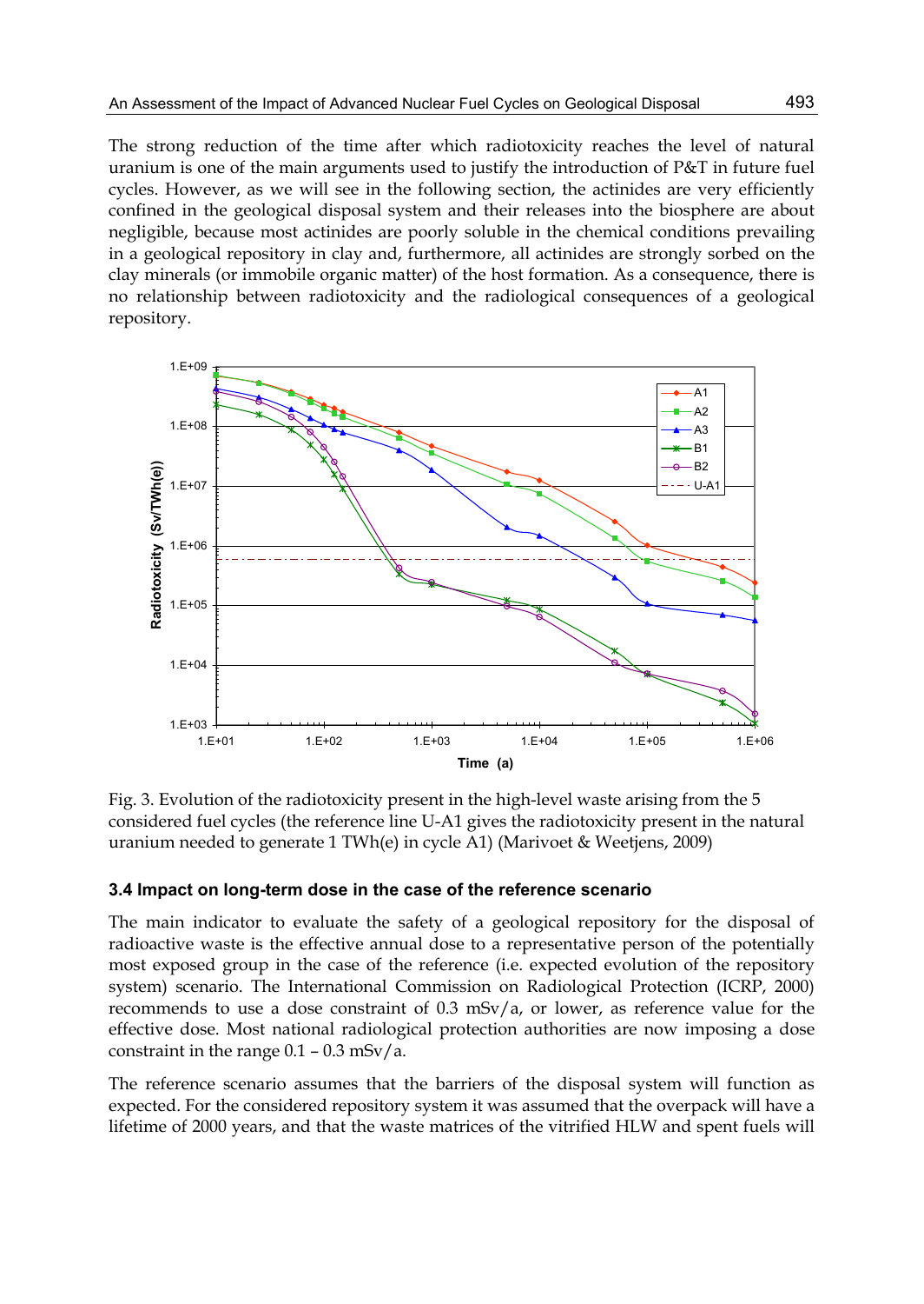The strong reduction of the time after which radiotoxicity reaches the level of natural uranium is one of the main arguments used to justify the introduction of P&T in future fuel cycles. However, as we will see in the following section, the actinides are very efficiently confined in the geological disposal system and their releases into the biosphere are about negligible, because most actinides are poorly soluble in the chemical conditions prevailing in a geological repository in clay and, furthermore, all actinides are strongly sorbed on the clay minerals (or immobile organic matter) of the host formation. As a consequence, there is no relationship between radiotoxicity and the radiological consequences of a geological repository.

Fig. 3. Evolution of the radiotoxicity present in the high-level waste arising from the 5 considered fuel cycles (the reference line U-A1 gives the radiotoxicity present in the natural uranium needed to generate 1 TWh(e) in cycle A1) (Marivoet & Weetjens, 2009)

### 3.4 Impact on long-term dose in the case of the reference scenario

The main indicator to evaluate the safety of a geological repository for the disposal of radioactive waste is the effective annual dose to a representative person of the potentially most exposed group in the case of the reference (i.e. expected evolution of the repository system) scenario. The International Commission on Radiological Protection (ICRP, 2000) recommends to use a dose constraint of 0.3 mSv/a, or lower, as reference value for the effective dose. Most national radiological protection authorities are now imposing a dose constraint in the range 0.1 – 0.3 mSv/a.

The reference scenario assumes that the barriers of the disposal system will function as expected. For the considered repository system it was assumed that the overpack will have a lifetime of 2000 years, and that the waste matrices of the vitrified HLW and spent fuels will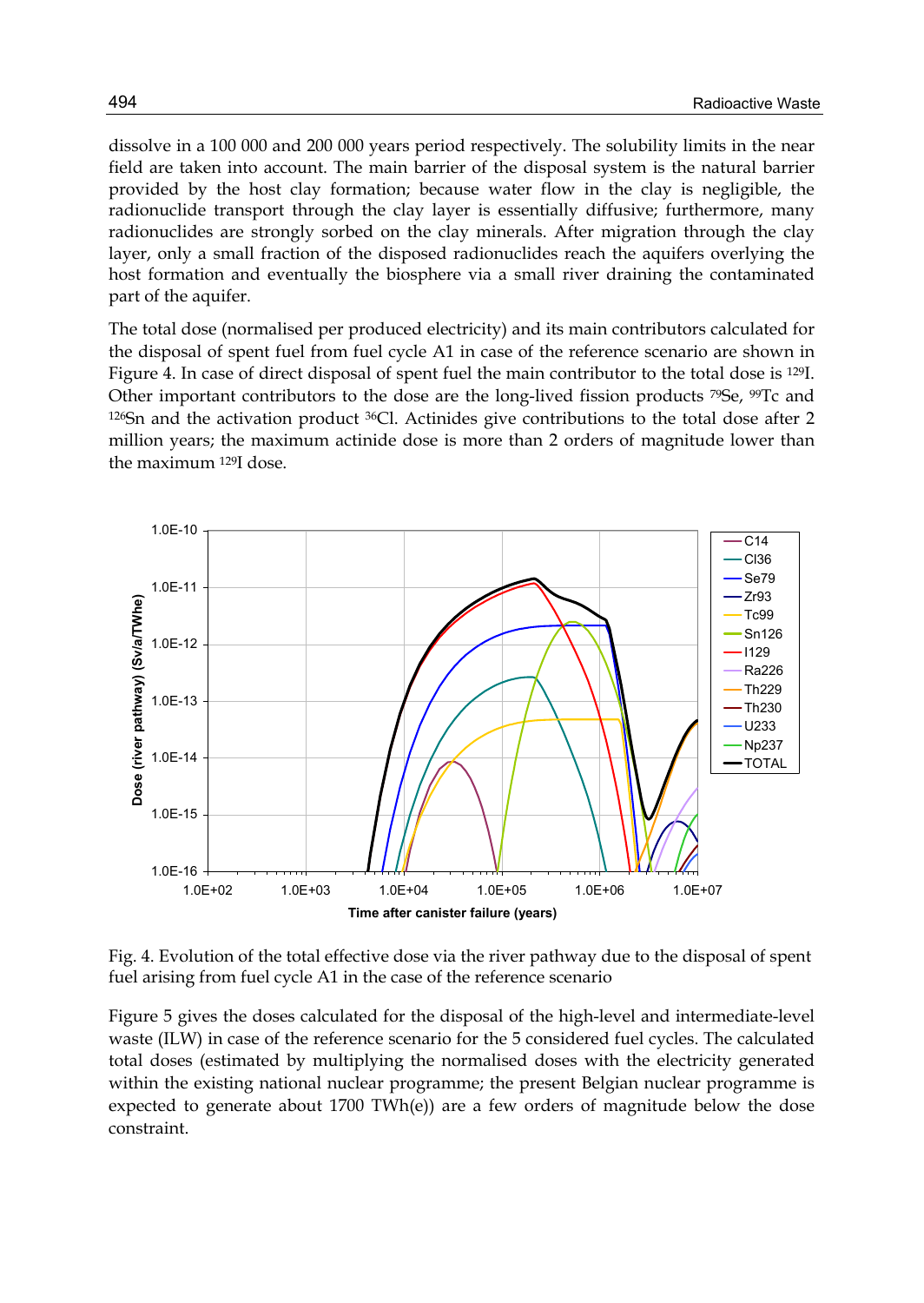dissolve in a 100 000 and 200 000 years period respectively. The solubility limits in the near field are taken into account. The main barrier of the disposal system is the natural barrier provided by the host clay formation; because water flow in the clay is negligible, the radionuclide transport through the clay layer is essentially diffusive; furthermore, many radionuclides are strongly sorbed on the clay minerals. After migration through the clay layer, only a small fraction of the disposed radionuclides reach the aquifers overlying the host formation and eventually the biosphere via a small river draining the contaminated part of the aquifer.

The total dose (normalised per produced electricity) and its main contributors calculated for the disposal of spent fuel from fuel cycle A1 in case of the reference scenario are shown in Figure 4. In case of direct disposal of spent fuel the main contributor to the total dose is $^{129}$I. Other important contributors to the dose are the long-lived fission products $^{79}$Se, $^{99}$Tc and $^{126}$Sn and the activation product $^{36}$Cl. Actinides give contributions to the total dose after 2 million years; the maximum actinide dose is more than 2 orders of magnitude lower than the maximum $^{129}$I dose.

Fig. 4. Evolution of the total effective dose via the river pathway due to the disposal of spent fuel arising from fuel cycle A1 in the case of the reference scenario

Figure 5 gives the doses calculated for the disposal of the high-level and intermediate-level waste (ILW) in case of the reference scenario for the 5 considered fuel cycles. The calculated total doses (estimated by multiplying the normalised doses with the electricity generated within the existing national nuclear programme; the present Belgian nuclear programme is expected to generate about 1700 TWh(e)) are a few orders of magnitude below the dose constraint.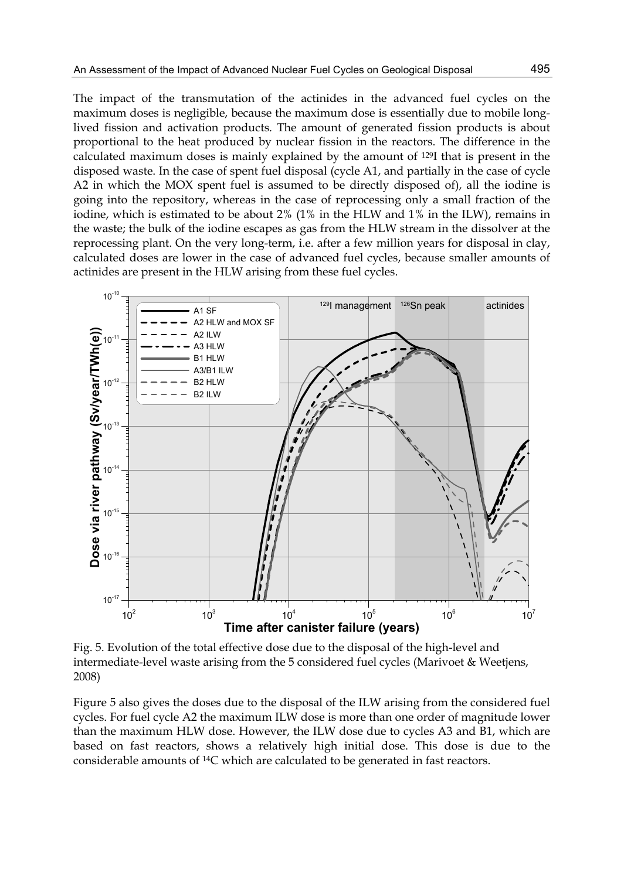The impact of the transmutation of the actinides in the advanced fuel cycles on the maximum doses is negligible, because the maximum dose is essentially due to mobile long-lived fission and activation products. The amount of generated fission products is about proportional to the heat produced by nuclear fission in the reactors. The difference in the calculated maximum doses is mainly explained by the amount of $^{129}I$ that is present in the disposed waste. In the case of spent fuel disposal (cycle A1, and partially in the case of cycle A2 in which the MOX spent fuel is assumed to be directly disposed of), all the iodine is going into the repository, whereas in the case of reprocessing only a small fraction of the iodine, which is estimated to be about 2% (1% in the HLW and 1% in the ILW), remains in the waste; the bulk of the iodine escapes as gas from the HLW stream in the dissolver at the reprocessing plant. On the very long-term, i.e. after a few million years for disposal in clay, calculated doses are lower in the case of advanced fuel cycles, because smaller amounts of actinides are present in the HLW arising from these fuel cycles.

Fig. 5. Evolution of the total effective dose due to the disposal of the high-level and intermediate-level waste arising from the 5 considered fuel cycles (Marivoet & Weetjens, 2008)

Figure 5 also gives the doses due to the disposal of the ILW arising from the considered fuel cycles. For fuel cycle A2 the maximum ILW dose is more than one order of magnitude lower than the maximum HLW dose. However, the ILW dose due to cycles A3 and B1, which are based on fast reactors, shows a relatively high initial dose. This dose is due to the considerable amounts of $^{14}C$ which are calculated to be generated in fast reactors.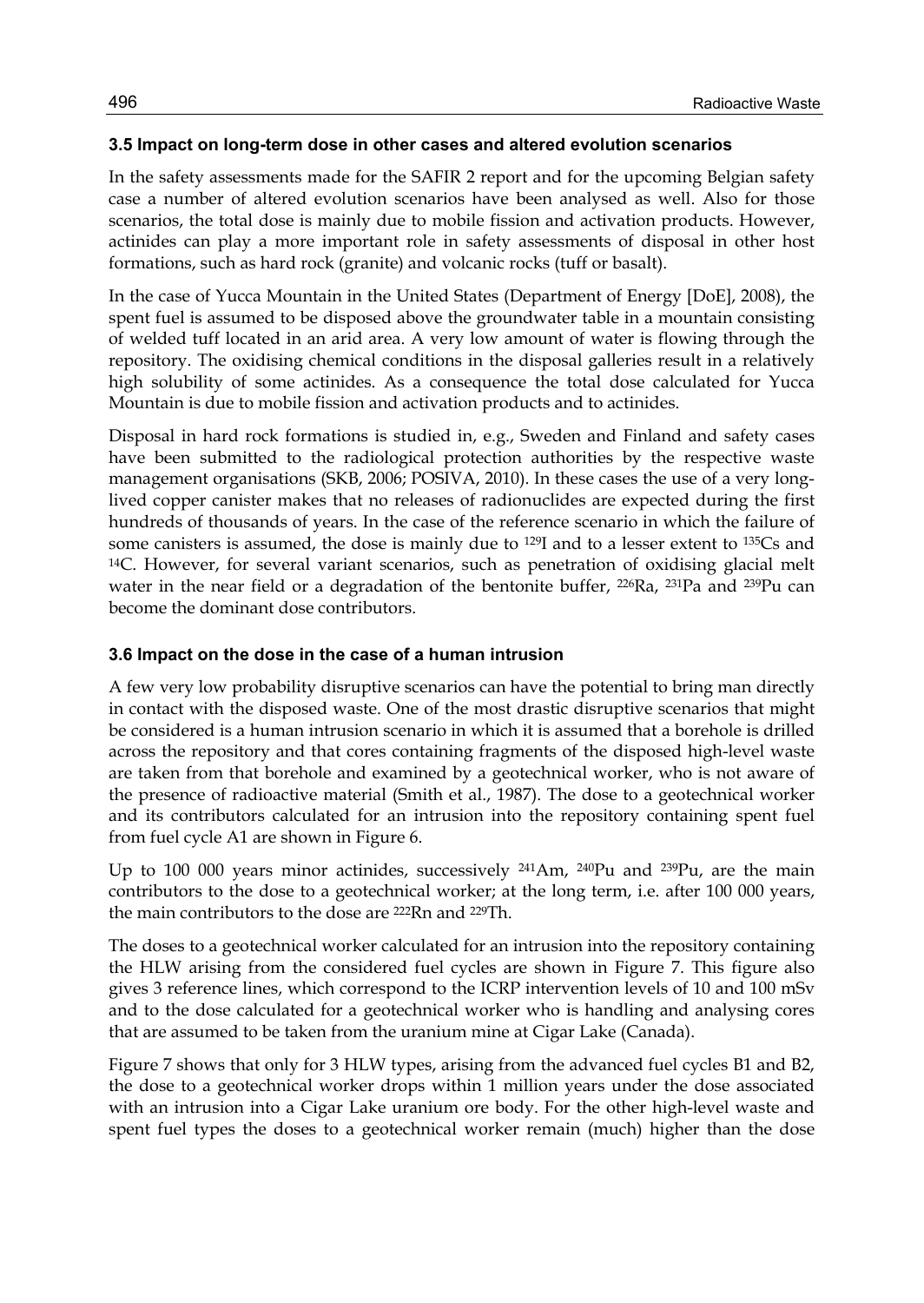### 3.5 Impact on long-term dose in other cases and altered evolution scenarios

In the safety assessments made for the SAFIR 2 report and for the upcoming Belgian safety case a number of altered evolution scenarios have been analysed as well. Also for those scenarios, the total dose is mainly due to mobile fission and activation products. However, actinides can play a more important role in safety assessments of disposal in other host formations, such as hard rock (granite) and volcanic rocks (tuff or basalt).

In the case of Yucca Mountain in the United States (Department of Energy [DoE], 2008), the spent fuel is assumed to be disposed above the groundwater table in a mountain consisting of welded tuff located in an arid area. A very low amount of water is flowing through the repository. The oxidising chemical conditions in the disposal galleries result in a relatively high solubility of some actinides. As a consequence the total dose calculated for Yucca Mountain is due to mobile fission and activation products and to actinides.

Disposal in hard rock formations is studied in, e.g., Sweden and Finland and safety cases have been submitted to the radiological protection authorities by the respective waste management organisations (SKB, 2006; POSIVA, 2010). In these cases the use of a very long-lived copper canister makes that no releases of radionuclides are expected during the first hundreds of thousands of years. In the case of the reference scenario in which the failure of some canisters is assumed, the dose is mainly due to $^{129}$I and to a lesser extent to $^{135}$Cs and $^{14}$C. However, for several variant scenarios, such as penetration of oxidising glacial melt water in the near field or a degradation of the bentonite buffer, $^{226}$Ra, $^{231}$Pa and $^{239}$Pu can become the dominant dose contributors.

### 3.6 Impact on the dose in the case of a human intrusion

A few very low probability disruptive scenarios can have the potential to bring man directly in contact with the disposed waste. One of the most drastic disruptive scenarios that might be considered is a human intrusion scenario in which it is assumed that a borehole is drilled across the repository and that cores containing fragments of the disposed high-level waste are taken from that borehole and examined by a geotechnical worker, who is not aware of the presence of radioactive material (Smith et al., 1987). The dose to a geotechnical worker and its contributors calculated for an intrusion into the repository containing spent fuel from fuel cycle A1 are shown in Figure 6.

Up to 100 000 years minor actinides, successively $^{241}$Am, $^{240}$Pu and $^{239}$Pu, are the main contributors to the dose to a geotechnical worker; at the long term, i.e. after 100 000 years, the main contributors to the dose are $^{222}$Rn and $^{229}$Th.

The doses to a geotechnical worker calculated for an intrusion into the repository containing the HLW arising from the considered fuel cycles are shown in Figure 7. This figure also gives 3 reference lines, which correspond to the ICRP intervention levels of 10 and 100 mSv and to the dose calculated for a geotechnical worker who is handling and analysing cores that are assumed to be taken from the uranium mine at Cigar Lake (Canada).

Figure 7 shows that only for 3 HLW types, arising from the advanced fuel cycles B1 and B2, the dose to a geotechnical worker drops within 1 million years under the dose associated with an intrusion into a Cigar Lake uranium ore body. For the other high-level waste and spent fuel types the doses to a geotechnical worker remain (much) higher than the dose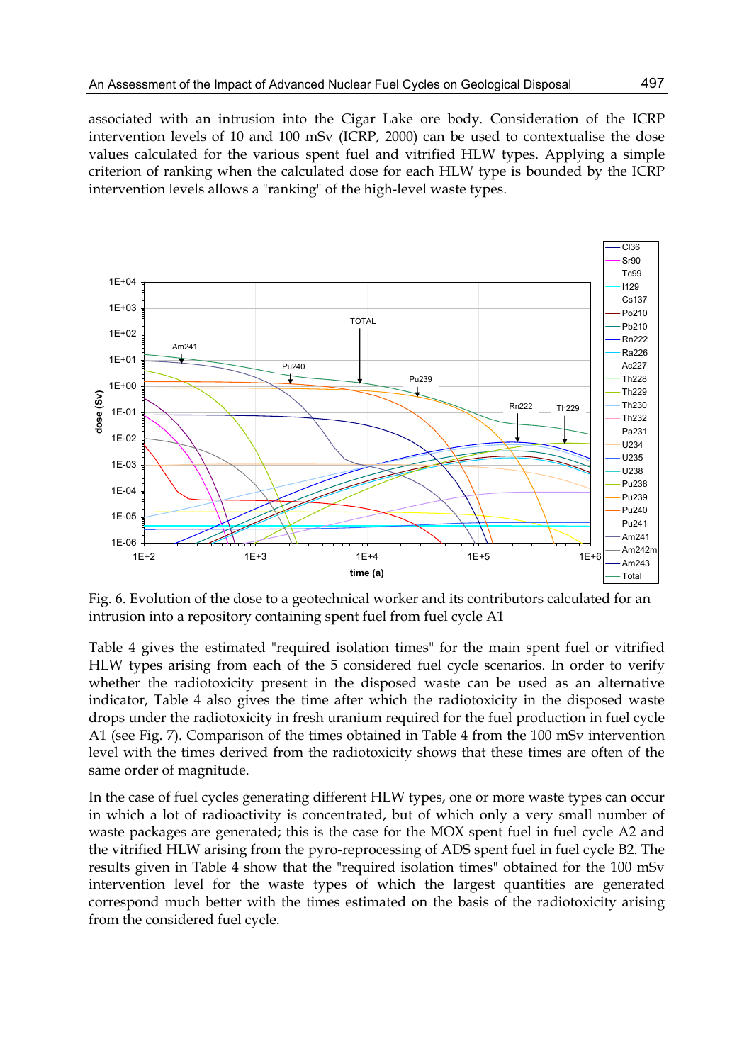associated with an intrusion into the Cigar Lake ore body. Consideration of the ICRP intervention levels of 10 and 100 mSv (ICRP, 2000) can be used to contextualise the dose values calculated for the various spent fuel and vitrified HLW types. Applying a simple criterion of ranking when the calculated dose for each HLW type is bounded by the ICRP intervention levels allows a "ranking" of the high-level waste types.

Fig. 6. Evolution of the dose to a geotechnical worker and its contributors calculated for an intrusion into a repository containing spent fuel from fuel cycle A1

Table 4 gives the estimated "required isolation times" for the main spent fuel or vitrified HLW types arising from each of the 5 considered fuel cycle scenarios. In order to verify whether the radiotoxicity present in the disposed waste can be used as an alternative indicator, Table 4 also gives the time after which the radiotoxicity in the disposed waste drops under the radiotoxicity in fresh uranium required for the fuel production in fuel cycle A1 (see Fig. 7). Comparison of the times obtained in Table 4 from the 100 mSv intervention level with the times derived from the radiotoxicity shows that these times are often of the same order of magnitude.

In the case of fuel cycles generating different HLW types, one or more waste types can occur in which a lot of radioactivity is concentrated, but of which only a very small number of waste packages are generated; this is the case for the MOX spent fuel in fuel cycle A2 and the vitrified HLW arising from the pyro-reprocessing of ADS spent fuel in fuel cycle B2. The results given in Table 4 show that the "required isolation times" obtained for the 100 mSv intervention level for the waste types of which the largest quantities are generated correspond much better with the times estimated on the basis of the radiotoxicity arising from the considered fuel cycle.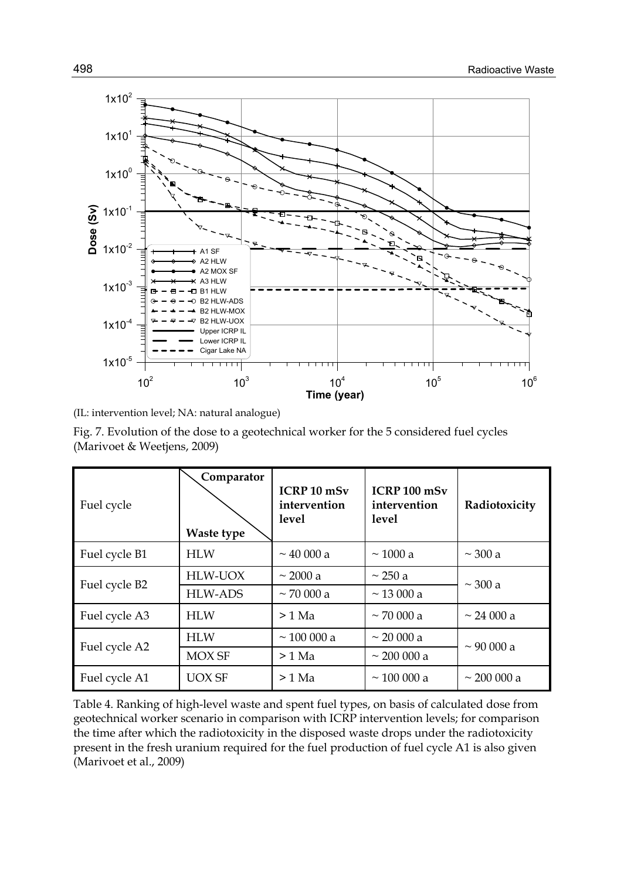(IL: intervention level; NA: natural analogue)

Fig. 7. Evolution of the dose to a geotechnical worker for the 5 considered fuel cycles (Marivoet & Weetjens, 2009)

| Fuel cycle | Comparator / Waste type | ICRP 10 mSv intervention level | ICRP 100 mSv intervention level | Radiotoxicity |
|---|---|---|---|---|
| Fuel cycle B1 | HLW | ~ 40 000 a | ~ 1000 a | ~ 300 a |
| Fuel cycle B2 | HLW-UOX | ~ 2000 a | ~ 250 a | ~ 300 a |
| | HLW-ADS | ~ 70 000 a | ~ 13 000 a | |
| Fuel cycle A3 | HLW | > 1 Ma | ~ 70 000 a | ~ 24 000 a |
| Fuel cycle A2 | HLW | ~ 100 000 a | ~ 20 000 a | ~ 90 000 a |
| | MOX SF | > 1 Ma | ~ 200 000 a | |
| Fuel cycle A1 | UOX SF | > 1 Ma | ~ 100 000 a | ~ 200 000 a |

Table 4. Ranking of high-level waste and spent fuel types, on basis of calculated dose from geotechnical worker scenario in comparison with ICRP intervention levels; for comparison the time after which the radiotoxicity in the disposed waste drops under the radiotoxicity present in the fresh uranium required for the fuel production of fuel cycle A1 is also given (Marivoet et al., 2009)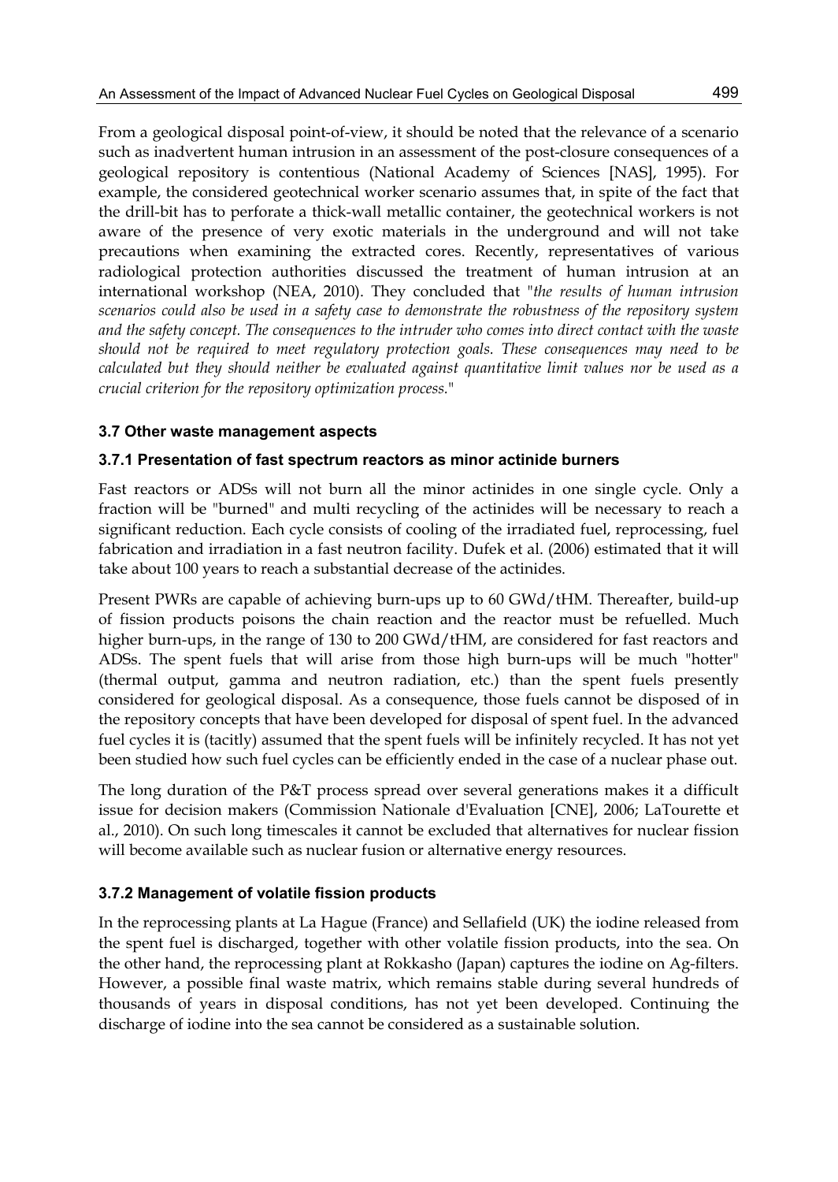From a geological disposal point-of-view, it should be noted that the relevance of a scenario such as inadvertent human intrusion in an assessment of the post-closure consequences of a geological repository is contentious (National Academy of Sciences [NAS], 1995). For example, the considered geotechnical worker scenario assumes that, in spite of the fact that the drill-bit has to perforate a thick-wall metallic container, the geotechnical workers is not aware of the presence of very exotic materials in the underground and will not take precautions when examining the extracted cores. Recently, representatives of various radiological protection authorities discussed the treatment of human intrusion at an international workshop (NEA, 2010). They concluded that "*the results of human intrusion scenarios could also be used in a safety case to demonstrate the robustness of the repository system and the safety concept. The consequences to the intruder who comes into direct contact with the waste should not be required to meet regulatory protection goals. These consequences may need to be calculated but they should neither be evaluated against quantitative limit values nor be used as a crucial criterion for the repository optimization process.*"

### 3.7 Other waste management aspects

#### 3.7.1 Presentation of fast spectrum reactors as minor actinide burners

Fast reactors or ADSs will not burn all the minor actinides in one single cycle. Only a fraction will be "burned" and multi recycling of the actinides will be necessary to reach a significant reduction. Each cycle consists of cooling of the irradiated fuel, reprocessing, fuel fabrication and irradiation in a fast neutron facility. Dufek et al. (2006) estimated that it will take about 100 years to reach a substantial decrease of the actinides.

Present PWRs are capable of achieving burn-ups up to 60 GWd/tHM. Thereafter, build-up of fission products poisons the chain reaction and the reactor must be refuelled. Much higher burn-ups, in the range of 130 to 200 GWd/tHM, are considered for fast reactors and ADSs. The spent fuels that will arise from those high burn-ups will be much "hotter" (thermal output, gamma and neutron radiation, etc.) than the spent fuels presently considered for geological disposal. As a consequence, those fuels cannot be disposed of in the repository concepts that have been developed for disposal of spent fuel. In the advanced fuel cycles it is (tacitly) assumed that the spent fuels will be infinitely recycled. It has not yet been studied how such fuel cycles can be efficiently ended in the case of a nuclear phase out.

The long duration of the P&T process spread over several generations makes it a difficult issue for decision makers (Commission Nationale d'Evaluation [CNE], 2006; LaTourette et al., 2010). On such long timescales it cannot be excluded that alternatives for nuclear fission will become available such as nuclear fusion or alternative energy resources.

#### 3.7.2 Management of volatile fission products

In the reprocessing plants at La Hague (France) and Sellafield (UK) the iodine released from the spent fuel is discharged, together with other volatile fission products, into the sea. On the other hand, the reprocessing plant at Rokkasho (Japan) captures the iodine on Ag-filters. However, a possible final waste matrix, which remains stable during several hundreds of thousands of years in disposal conditions, has not yet been developed. Continuing the discharge of iodine into the sea cannot be considered as a sustainable solution.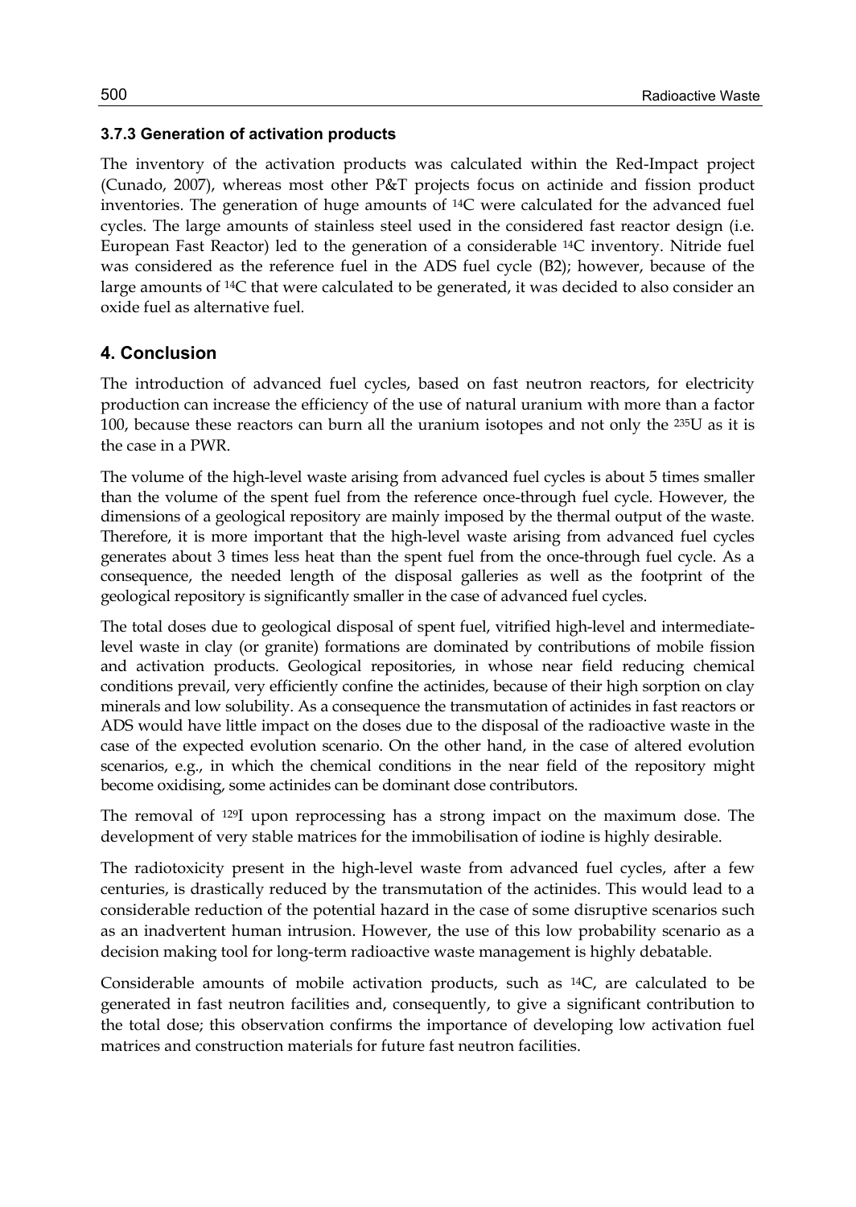### 3.7.3 Generation of activation products

The inventory of the activation products was calculated within the Red-Impact project (Cunado, 2007), whereas most other P&T projects focus on actinide and fission product inventories. The generation of huge amounts of $^{14}C$ were calculated for the advanced fuel cycles. The large amounts of stainless steel used in the considered fast reactor design (i.e. European Fast Reactor) led to the generation of a considerable $^{14}C$ inventory. Nitride fuel was considered as the reference fuel in the ADS fuel cycle (B2); however, because of the large amounts of $^{14}C$ that were calculated to be generated, it was decided to also consider an oxide fuel as alternative fuel.

## 4. Conclusion

The introduction of advanced fuel cycles, based on fast neutron reactors, for electricity production can increase the efficiency of the use of natural uranium with more than a factor 100, because these reactors can burn all the uranium isotopes and not only the $^{235}U$ as it is the case in a PWR.

The volume of the high-level waste arising from advanced fuel cycles is about 5 times smaller than the volume of the spent fuel from the reference once-through fuel cycle. However, the dimensions of a geological repository are mainly imposed by the thermal output of the waste. Therefore, it is more important that the high-level waste arising from advanced fuel cycles generates about 3 times less heat than the spent fuel from the once-through fuel cycle. As a consequence, the needed length of the disposal galleries as well as the footprint of the geological repository is significantly smaller in the case of advanced fuel cycles.

The total doses due to geological disposal of spent fuel, vitrified high-level and intermediate-level waste in clay (or granite) formations are dominated by contributions of mobile fission and activation products. Geological repositories, in whose near field reducing chemical conditions prevail, very efficiently confine the actinides, because of their high sorption on clay minerals and low solubility. As a consequence the transmutation of actinides in fast reactors or ADS would have little impact on the doses due to the disposal of the radioactive waste in the case of the expected evolution scenario. On the other hand, in the case of altered evolution scenarios, e.g., in which the chemical conditions in the near field of the repository might become oxidising, some actinides can be dominant dose contributors.

The removal of $^{129}I$ upon reprocessing has a strong impact on the maximum dose. The development of very stable matrices for the immobilisation of iodine is highly desirable.

The radiotoxicity present in the high-level waste from advanced fuel cycles, after a few centuries, is drastically reduced by the transmutation of the actinides. This would lead to a considerable reduction of the potential hazard in the case of some disruptive scenarios such as an inadvertent human intrusion. However, the use of this low probability scenario as a decision making tool for long-term radioactive waste management is highly debatable.

Considerable amounts of mobile activation products, such as $^{14}C$, are calculated to be generated in fast neutron facilities and, consequently, to give a significant contribution to the total dose; this observation confirms the importance of developing low activation fuel matrices and construction materials for future fast neutron facilities.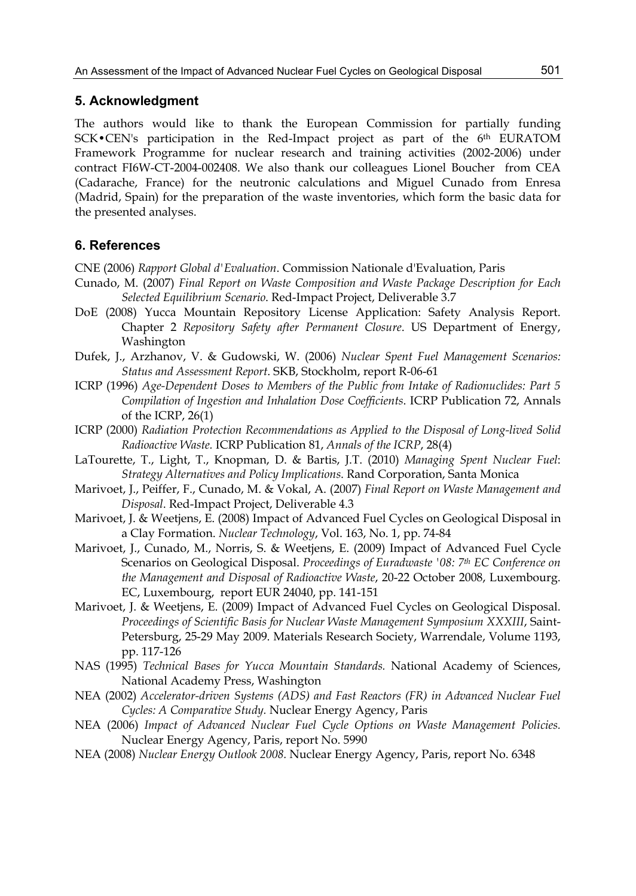## 5. Acknowledgment

The authors would like to thank the European Commission for partially funding SCK•CEN's participation in the Red-Impact project as part of the 6th EURATOM Framework Programme for nuclear research and training activities (2002-2006) under contract FI6W-CT-2004-002408. We also thank our colleagues Lionel Boucher from CEA (Cadarache, France) for the neutronic calculations and Miguel Cunado from Enresa (Madrid, Spain) for the preparation of the waste inventories, which form the basic data for the presented analyses.

## 6. References

CNE (2006) *Rapport Global d'Evaluation*. Commission Nationale d'Evaluation, Paris

Cunado, M. (2007) *Final Report on Waste Composition and Waste Package Description for Each Selected Equilibrium Scenario*. Red-Impact Project, Deliverable 3.7

DoE (2008) Yucca Mountain Repository License Application: Safety Analysis Report. Chapter 2 *Repository Safety after Permanent Closure*. US Department of Energy, Washington

Dufek, J., Arzhanov, V. & Gudowski, W. (2006) *Nuclear Spent Fuel Management Scenarios: Status and Assessment Report*. SKB, Stockholm, report R-06-61

ICRP (1996) *Age-Dependent Doses to Members of the Public from Intake of Radionuclides: Part 5 Compilation of Ingestion and Inhalation Dose Coefficients*. ICRP Publication 72, Annals of the ICRP, 26(1)

ICRP (2000) *Radiation Protection Recommendations as Applied to the Disposal of Long-lived Solid Radioactive Waste.* ICRP Publication 81, *Annals of the ICRP*, 28(4)

LaTourette, T., Light, T., Knopman, D. & Bartis, J.T. (2010) *Managing Spent Nuclear Fuel*: *Strategy Alternatives and Policy Implications*. Rand Corporation, Santa Monica

Marivoet, J., Peiffer, F., Cunado, M. & Vokal, A. (2007) *Final Report on Waste Management and Disposal*. Red-Impact Project, Deliverable 4.3

Marivoet, J. & Weetjens, E. (2008) Impact of Advanced Fuel Cycles on Geological Disposal in a Clay Formation. *Nuclear Technology*, Vol. 163, No. 1, pp. 74-84

Marivoet, J., Cunado, M., Norris, S. & Weetjens, E. (2009) Impact of Advanced Fuel Cycle Scenarios on Geological Disposal. *Proceedings of Euradwaste '08: 7th EC Conference on the Management and Disposal of Radioactive Waste*, 20-22 October 2008, Luxembourg. EC, Luxembourg, report EUR 24040, pp. 141-151

Marivoet, J. & Weetjens, E. (2009) Impact of Advanced Fuel Cycles on Geological Disposal. *Proceedings of Scientific Basis for Nuclear Waste Management Symposium XXXIII*, Saint-Petersburg, 25-29 May 2009. Materials Research Society, Warrendale, Volume 1193, pp. 117-126

NAS (1995) *Technical Bases for Yucca Mountain Standards.* National Academy of Sciences, National Academy Press, Washington

NEA (2002) *Accelerator-driven Systems (ADS) and Fast Reactors (FR) in Advanced Nuclear Fuel Cycles: A Comparative Study.* Nuclear Energy Agency, Paris

NEA (2006) *Impact of Advanced Nuclear Fuel Cycle Options on Waste Management Policies.* Nuclear Energy Agency, Paris, report No. 5990

NEA (2008) *Nuclear Energy Outlook 2008.* Nuclear Energy Agency, Paris, report No. 6348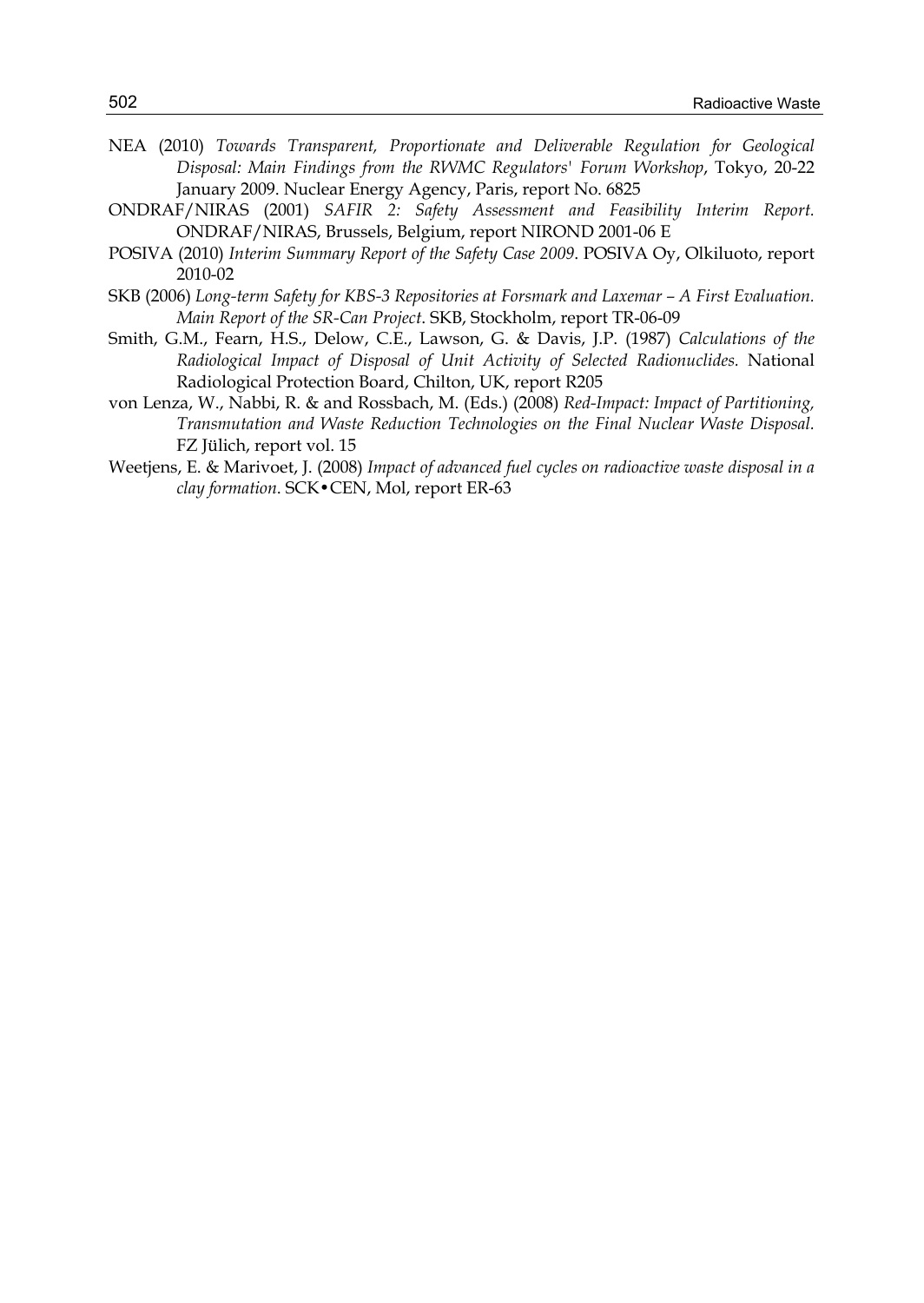NEA (2010) *Towards Transparent, Proportionate and Deliverable Regulation for Geological Disposal: Main Findings from the RWMC Regulators' Forum Workshop*, Tokyo, 20-22 January 2009. Nuclear Energy Agency, Paris, report No. 6825

ONDRAF/NIRAS (2001) *SAFIR 2: Safety Assessment and Feasibility Interim Report.* ONDRAF/NIRAS, Brussels, Belgium, report NIROND 2001-06 E

POSIVA (2010) *Interim Summary Report of the Safety Case 2009*. POSIVA Oy, Olkiluoto, report 2010-02

SKB (2006) *Long-term Safety for KBS-3 Repositories at Forsmark and Laxemar – A First Evaluation. Main Report of the SR-Can Project*. SKB, Stockholm, report TR-06-09

Smith, G.M., Fearn, H.S., Delow, C.E., Lawson, G. & Davis, J.P. (1987) *Calculations of the Radiological Impact of Disposal of Unit Activity of Selected Radionuclides.* National Radiological Protection Board, Chilton, UK, report R205

von Lenza, W., Nabbi, R. & and Rossbach, M. (Eds.) (2008) *Red-Impact: Impact of Partitioning, Transmutation and Waste Reduction Technologies on the Final Nuclear Waste Disposal.* FZ Jülich, report vol. 15

Weetjens, E. & Marivoet, J. (2008) *Impact of advanced fuel cycles on radioactive waste disposal in a clay formation*. SCK•CEN, Mol, report ER-63